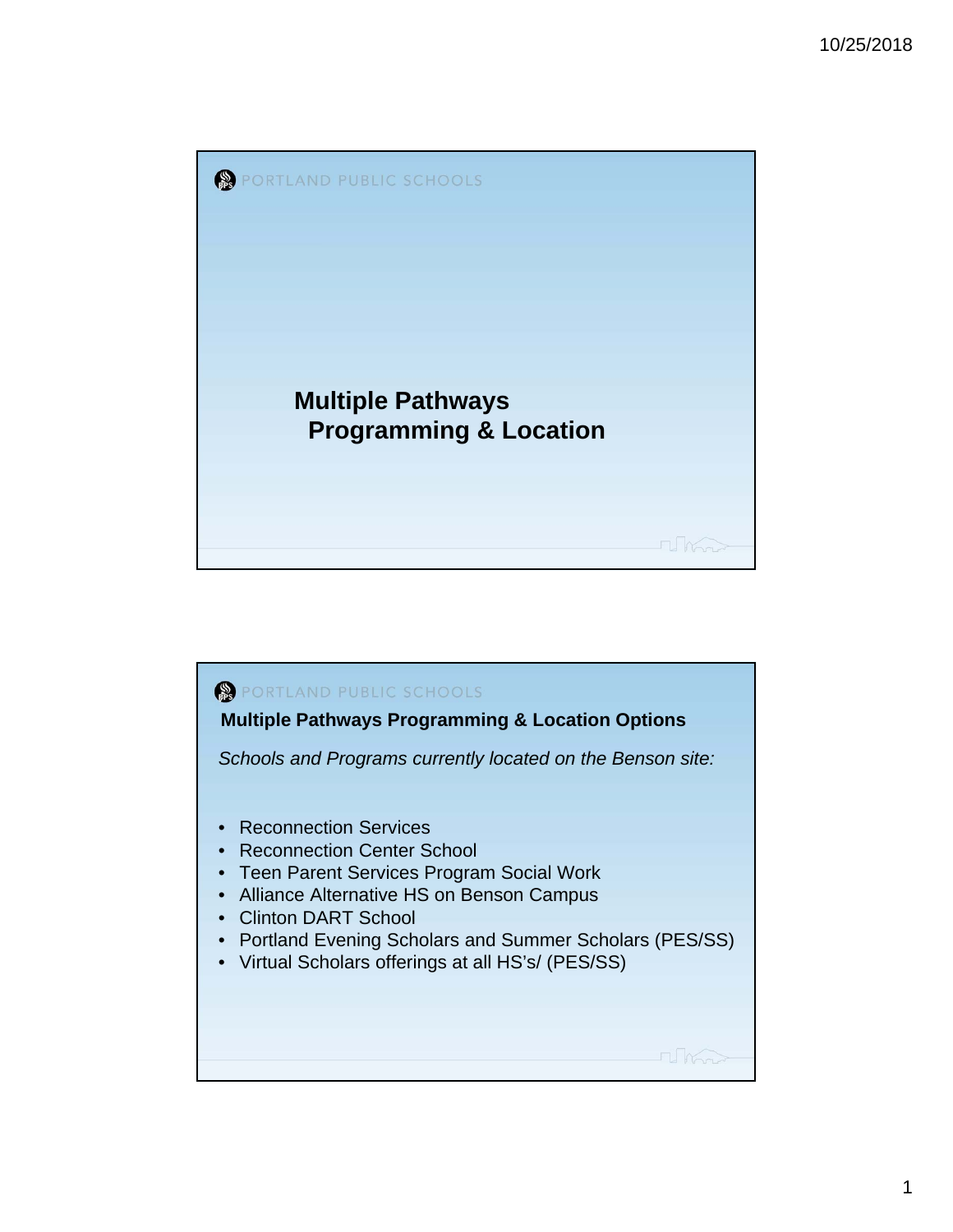PORTLAND PUBLIC SCHOOLS

# Multiple Pathways Programming & Location

PORTLAND PUBLIC SCHOOLS

## Multiple Pathways Programming & Location Options

*Schools and Programs currently located on the Benson site:*

- Reconnection Services
- Reconnection Center School
- Teen Parent Services Program Social Work
- Alliance Alternative HS on Benson Campus
- Clinton DART School
- Portland Evening Scholars and Summer Scholars (PES/SS)
- Virtual Scholars offerings at all HS's/ (PES/SS)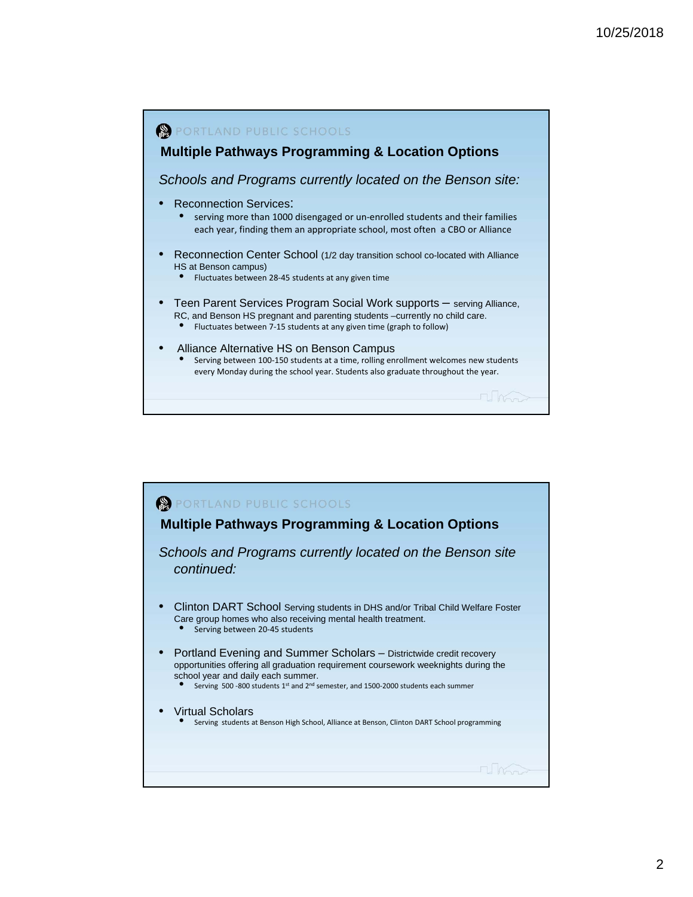PORTLAND PUBLIC SCHOOLS

## Multiple Pathways Programming & Location Options

*Schools and Programs currently located on the Benson site:*

- Reconnection Services:
  - serving more than 1000 disengaged or un-enrolled students and their families each year, finding them an appropriate school, most often a CBO or Alliance
- Reconnection Center School (1/2 day transition school co-located with Alliance HS at Benson campus)
  - Fluctuates between 28-45 students at any given time
- Teen Parent Services Program Social Work supports – serving Alliance, RC, and Benson HS pregnant and parenting students –currently no child care.
  - Fluctuates between 7-15 students at any given time (graph to follow)
- Alliance Alternative HS on Benson Campus
  - Serving between 100-150 students at a time, rolling enrollment welcomes new students every Monday during the school year. Students also graduate throughout the year.

PORTLAND PUBLIC SCHOOLS

## Multiple Pathways Programming & Location Options

*Schools and Programs currently located on the Benson site continued:*

- Clinton DART School Serving students in DHS and/or Tribal Child Welfare Foster Care group homes who also receiving mental health treatment.
  - Serving between 20-45 students
- Portland Evening and Summer Scholars – Districtwide credit recovery opportunities offering all graduation requirement coursework weeknights during the school year and daily each summer.
  - Serving 500 -800 students 1st and 2nd semester, and 1500-2000 students each summer
- Virtual Scholars
  - Serving students at Benson High School, Alliance at Benson, Clinton DART School programming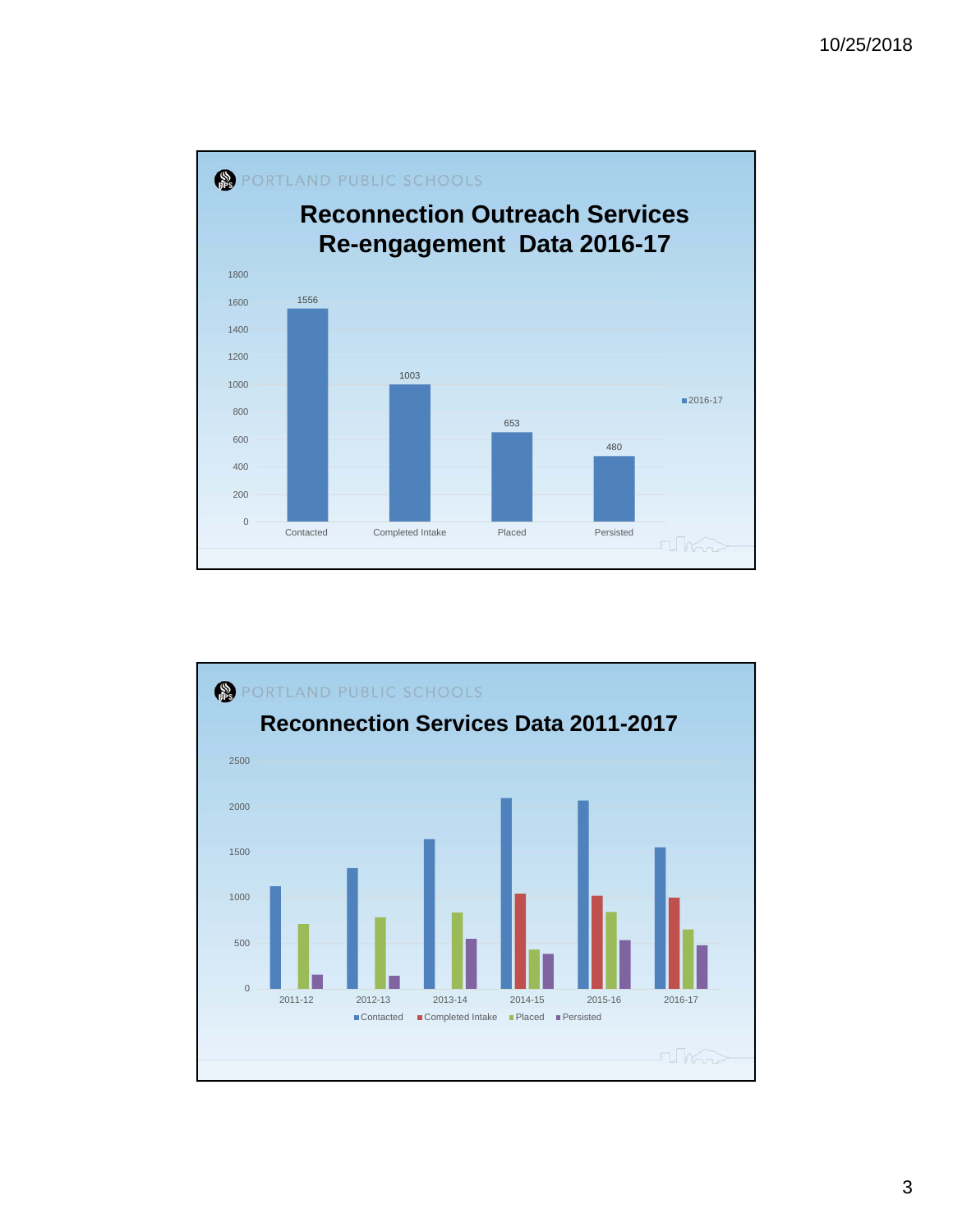PORTLAND PUBLIC SCHOOLS

## Reconnection Outreach Services Re-engagement Data 2016-17

| | 2016-17 |
|---|---|
| Contacted | 1556 |
| Completed Intake | 1003 |
| Placed | 653 |
| Persisted | 480 |

PORTLAND PUBLIC SCHOOLS

## Reconnection Services Data 2011-2017

Chart: Contacted, Completed Intake, Placed, and Persisted by school year, 2011-12 through 2016-17. Y-axis 0–2500. Completed Intake is shown only for 2014-15, 2015-16, and 2016-17.

Legend: Contacted, Completed Intake, Placed, Persisted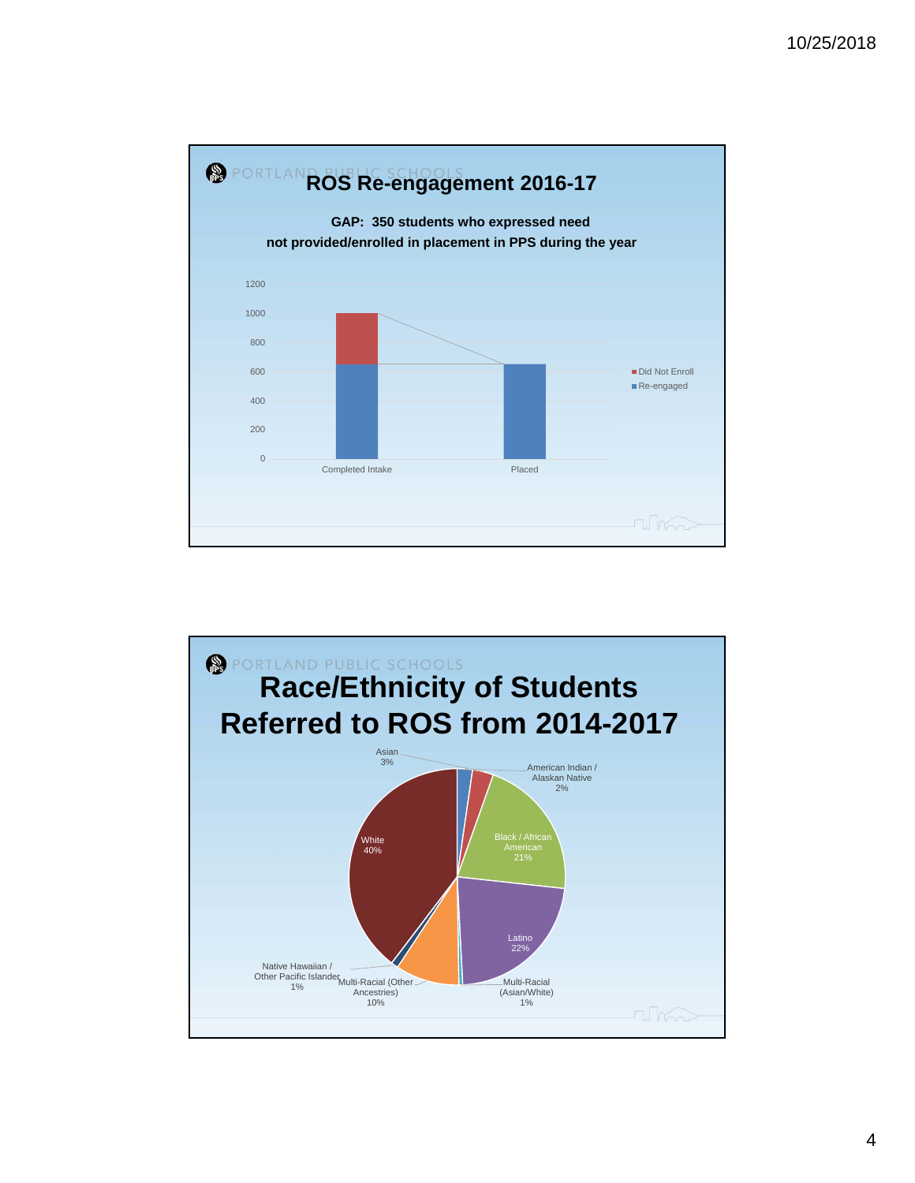PORTLAND PUBLIC SCHOOLS

## ROS Re-engagement 2016-17

**GAP: 350 students who expressed need not provided/enrolled in placement in PPS during the year**

| | Re-engaged | Did Not Enroll |
|---|---|---|
| Completed Intake | ~650 | ~350 |
| Placed | ~650 | |

PORTLAND PUBLIC SCHOOLS

## Race/Ethnicity of Students Referred to ROS from 2014-2017

| Race/Ethnicity | Percent |
|---|---|
| Asian | 3% |
| American Indian / Alaskan Native | 2% |
| Black / African American | 21% |
| Latino | 22% |
| Multi-Racial (Asian/White) | 1% |
| Multi-Racial (Other Ancestries) | 10% |
| Native Hawaiian / Other Pacific Islander | 1% |
| White | 40% |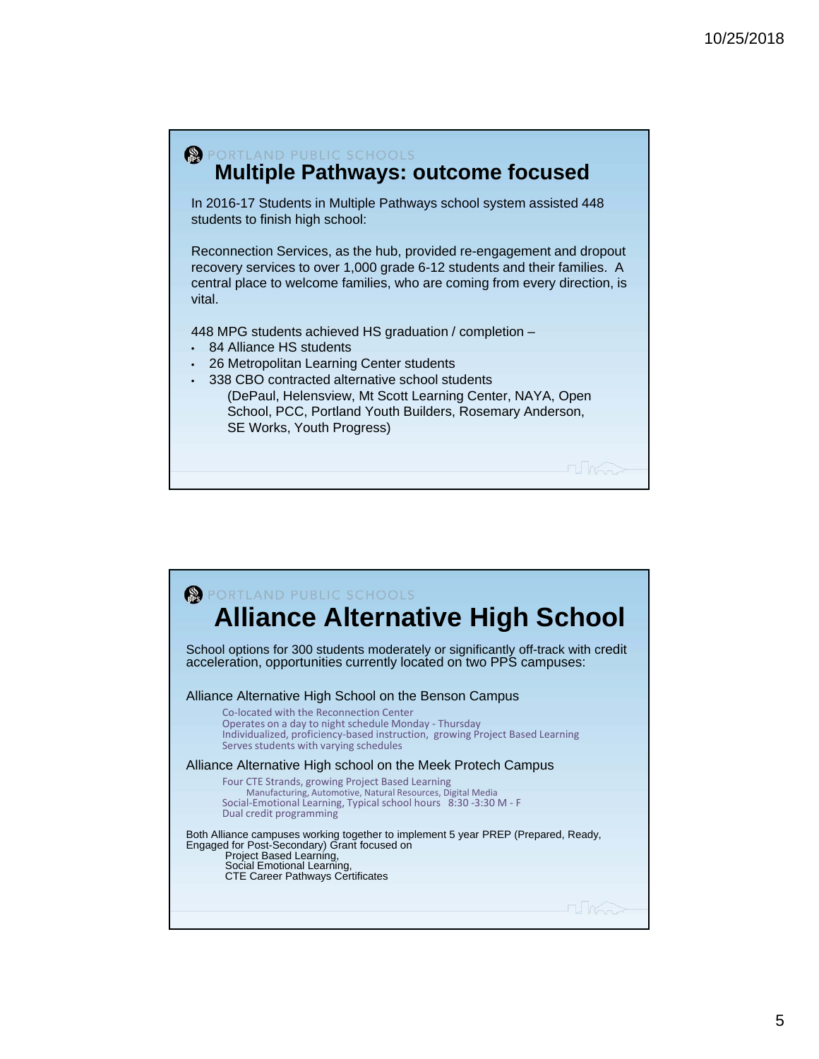PORTLAND PUBLIC SCHOOLS

## Multiple Pathways: outcome focused

In 2016-17 Students in Multiple Pathways school system assisted 448 students to finish high school:

Reconnection Services, as the hub, provided re-engagement and dropout recovery services to over 1,000 grade 6-12 students and their families. A central place to welcome families, who are coming from every direction, is vital.

448 MPG students achieved HS graduation / completion –

- 84 Alliance HS students
- 26 Metropolitan Learning Center students
- 338 CBO contracted alternative school students
  (DePaul, Helensview, Mt Scott Learning Center, NAYA, Open School, PCC, Portland Youth Builders, Rosemary Anderson, SE Works, Youth Progress)

PORTLAND PUBLIC SCHOOLS

## Alliance Alternative High School

School options for 300 students moderately or significantly off-track with credit acceleration, opportunities currently located on two PPS campuses:

Alliance Alternative High School on the Benson Campus

- Co-located with the Reconnection Center
- Operates on a day to night schedule Monday - Thursday
- Individualized, proficiency-based instruction, growing Project Based Learning
- Serves students with varying schedules

Alliance Alternative High school on the Meek Protech Campus

- Four CTE Strands, growing Project Based Learning
  - Manufacturing, Automotive, Natural Resources, Digital Media
- Social-Emotional Learning, Typical school hours 8:30 -3:30 M - F
- Dual credit programming

Both Alliance campuses working together to implement 5 year PREP (Prepared, Ready, Engaged for Post-Secondary) Grant focused on

- Project Based Learning,
- Social Emotional Learning,
- CTE Career Pathways Certificates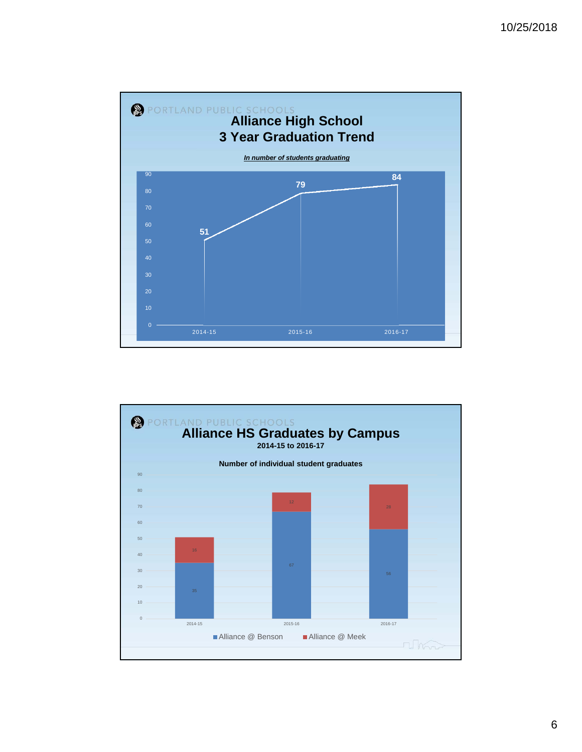PORTLAND PUBLIC SCHOOLS

## Alliance High School
## 3 Year Graduation Trend

***In number of students graduating***

| Year | Number of students graduating |
|---|---|
| 2014-15 | 51 |
| 2015-16 | 79 |
| 2016-17 | 84 |

PORTLAND PUBLIC SCHOOLS

## Alliance HS Graduates by Campus

**2014-15 to 2016-17**

**Number of individual student graduates**

| Year | Alliance @ Benson | Alliance @ Meek |
|---|---|---|
| 2014-15 | 35 | 16 |
| 2015-16 | 67 | 12 |
| 2016-17 | 56 | 28 |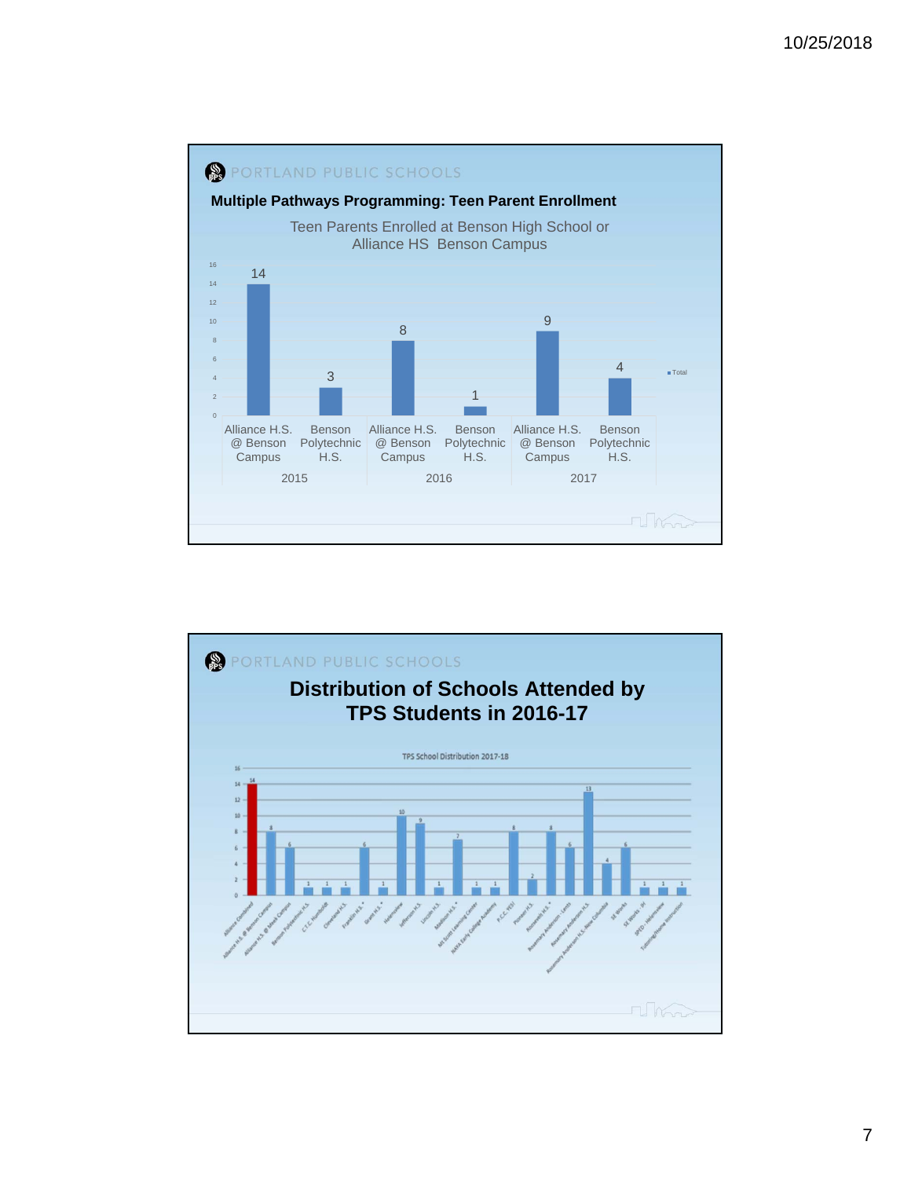## PORTLAND PUBLIC SCHOOLS

### Multiple Pathways Programming: Teen Parent Enrollment

Teen Parents Enrolled at Benson High School or Alliance HS Benson Campus

| Year | School | Total |
|---|---|---|
| 2015 | Alliance H.S. @ Benson Campus | 14 |
| 2015 | Benson Polytechnic H.S. | 3 |
| 2016 | Alliance H.S. @ Benson Campus | 8 |
| 2016 | Benson Polytechnic H.S. | 1 |
| 2017 | Alliance H.S. @ Benson Campus | 9 |
| 2017 | Benson Polytechnic H.S. | 4 |

## PORTLAND PUBLIC SCHOOLS

### Distribution of Schools Attended by TPS Students in 2016-17

TPS School Distribution 2017-18

| School | Count |
|---|---|
| Alliance Combined | 14 |
| Alliance H.S. @ Benson Campus | 8 |
| Alliance H.S. @ Meek Campus | 6 |
| Benson Polytechnic H.S. | 1 |
| C.T.C. Humboldt | 1 |
| Cleveland H.S. | 1 |
| Franklin H.S. * | 6 |
| Grant H.S. * | 1 |
| Helensview | 10 |
| Jefferson H.S. | 9 |
| Lincoln H.S. | 1 |
| Madison H.S. * | 7 |
| Mt Scott Learning Center | 1 |
| NAYA Early College Academy | 1 |
| P.C.C. YES! | 8 |
| Pioneer H.S. | 2 |
| Roosevelt H.S. * | 8 |
| Rosemary Anderson - Lents | 6 |
| Rosemary Anderson H.S. | 13 |
| Rosemary Anderson H.S. New Columbia | 4 |
| SE Works | 6 |
| SE Works - Jr | 1 |
| SPED - Helensview | 1 |
| Tutoring/Home Instruction | 1 |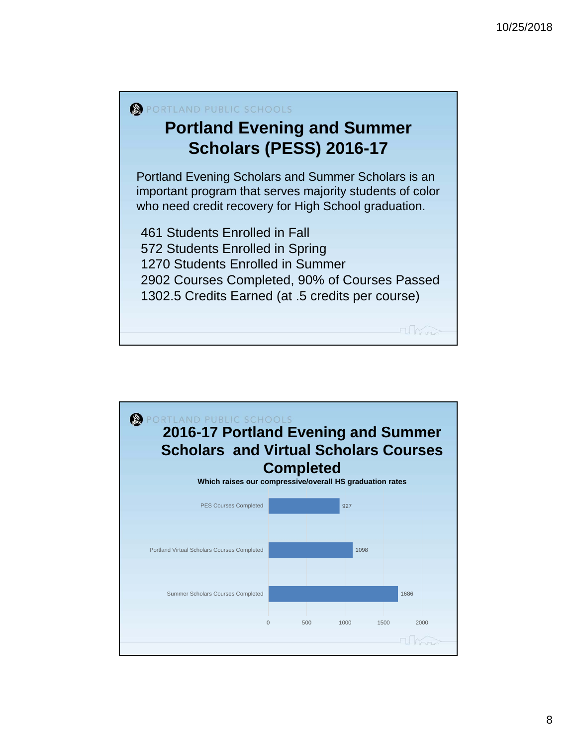PORTLAND PUBLIC SCHOOLS

## Portland Evening and Summer Scholars (PESS) 2016-17

Portland Evening Scholars and Summer Scholars is an important program that serves majority students of color who need credit recovery for High School graduation.

461 Students Enrolled in Fall
572 Students Enrolled in Spring
1270 Students Enrolled in Summer
2902 Courses Completed, 90% of Courses Passed
1302.5 Credits Earned (at .5 credits per course)

PORTLAND PUBLIC SCHOOLS

## 2016-17 Portland Evening and Summer Scholars and Virtual Scholars Courses Completed

**Which raises our compressive/overall HS graduation rates**

| Category | Courses Completed |
|---|---|
| PES Courses Completed | 927 |
| Portland Virtual Scholars Courses Completed | 1098 |
| Summer Scholars Courses Completed | 1686 |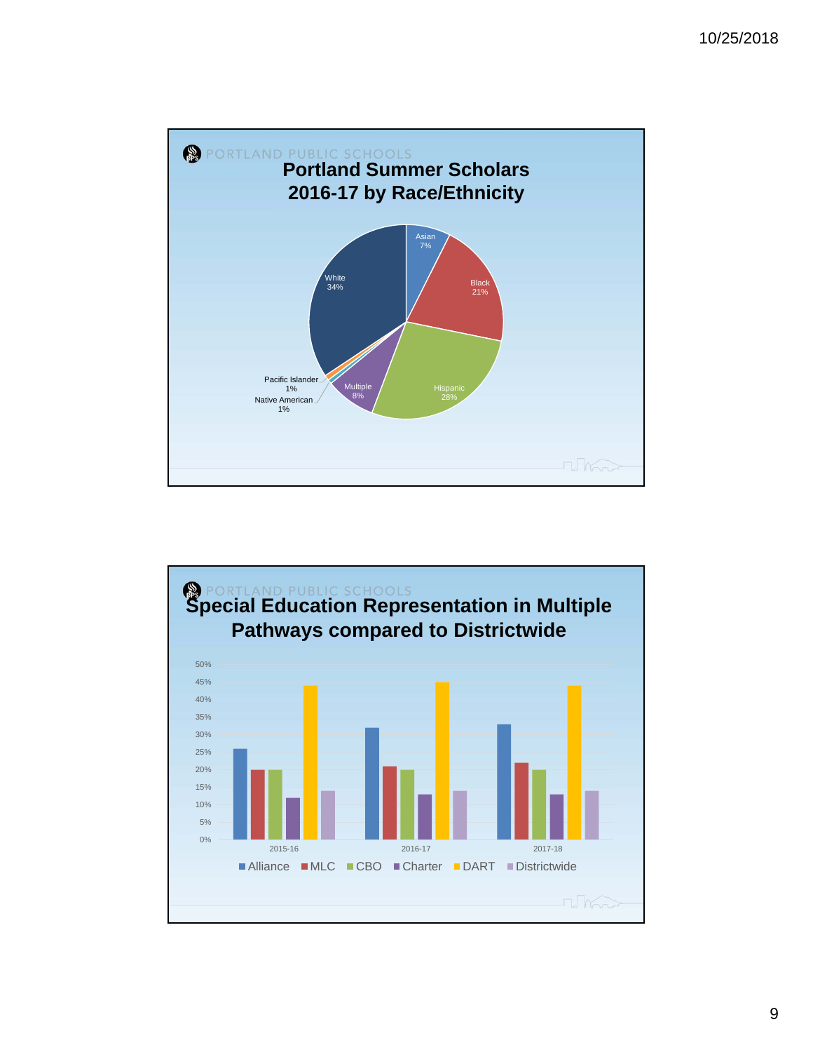PORTLAND PUBLIC SCHOOLS

## Portland Summer Scholars 2016-17 by Race/Ethnicity

| Race/Ethnicity | Percent |
|---|---|
| Asian | 7% |
| Black | 21% |
| Hispanic | 28% |
| Multiple | 8% |
| Native American | 1% |
| Pacific Islander | 1% |
| White | 34% |

PORTLAND PUBLIC SCHOOLS

## Special Education Representation in Multiple Pathways compared to Districtwide

| Year | Alliance | MLC | CBO | Charter | DART | Districtwide |
|---|---|---|---|---|---|---|
| 2015-16 | 26% | 20% | 20% | 12% | 44% | 14% |
| 2016-17 | 32% | 21% | 20% | 13% | 45% | 14% |
| 2017-18 | 33% | 22% | 20% | 13% | 44% | 14% |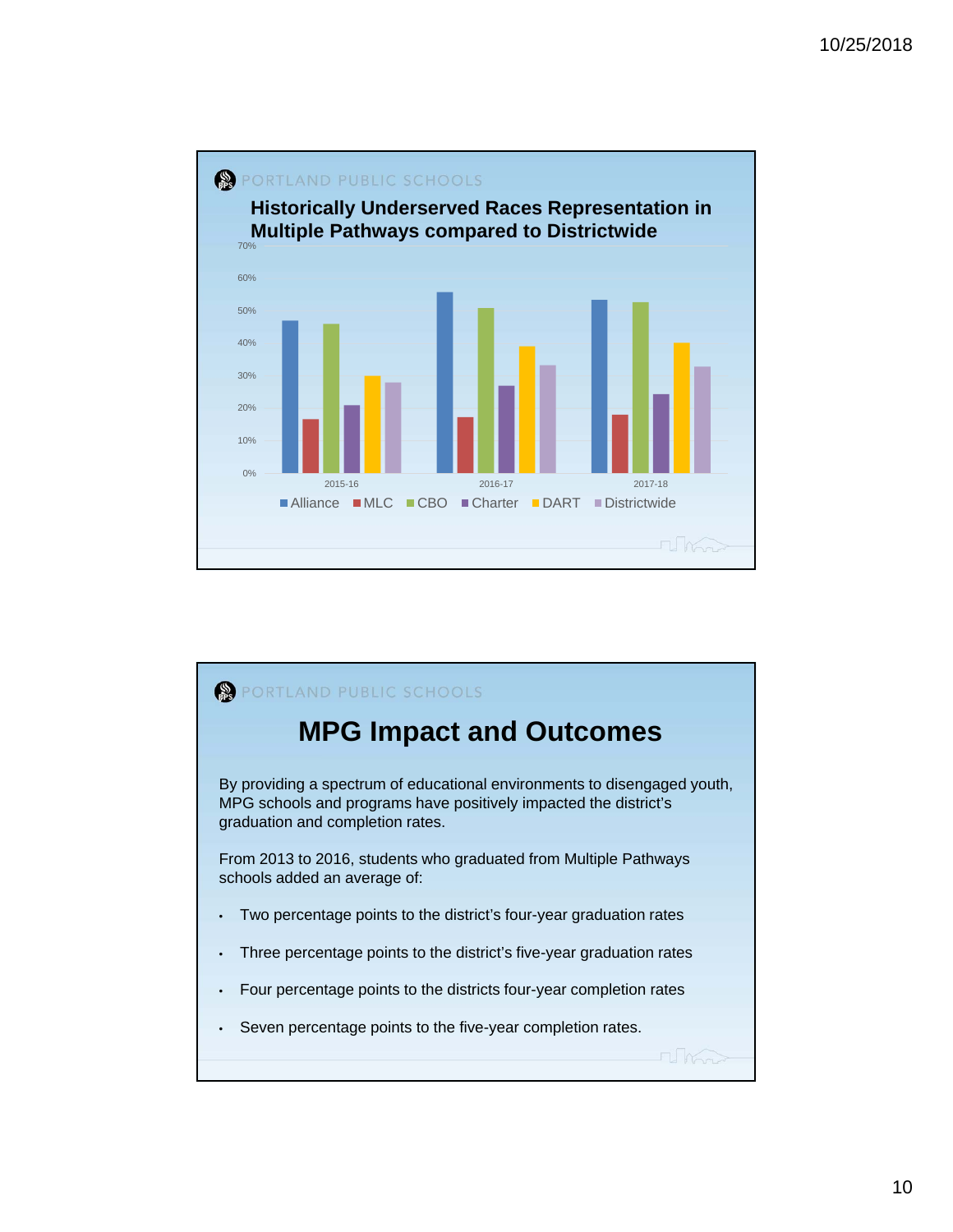PORTLAND PUBLIC SCHOOLS

## Historically Underserved Races Representation in Multiple Pathways compared to Districtwide

70%
60%
50%
40%
30%
20%
10%
0%

2015-16
2016-17
2017-18

Alliance MLC CBO Charter DART Districtwide

PORTLAND PUBLIC SCHOOLS

# MPG Impact and Outcomes

By providing a spectrum of educational environments to disengaged youth, MPG schools and programs have positively impacted the district's graduation and completion rates.

From 2013 to 2016, students who graduated from Multiple Pathways schools added an average of:

- Two percentage points to the district's four-year graduation rates
- Three percentage points to the district's five-year graduation rates
- Four percentage points to the districts four-year completion rates
- Seven percentage points to the five-year completion rates.